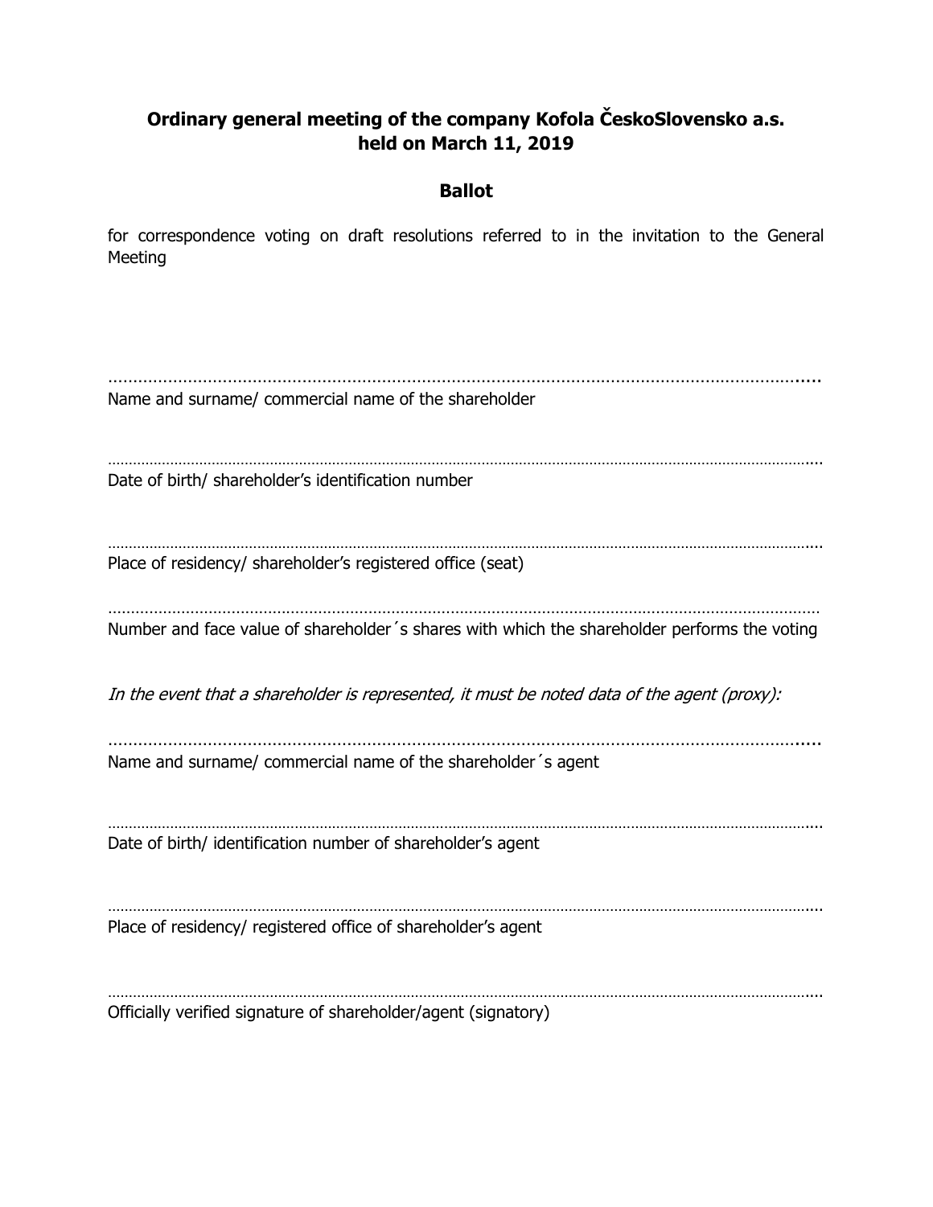# Ordinary general meeting of the company Kofola ČeskoSlovensko a.s. held on March 11, 2019

## Ballot

for correspondence voting on draft resolutions referred to in the invitation to the General Meeting

......................................................................................................................................

Name and surname/ commercial name of the shareholder

......................................................................................................................................

Date of birth/ shareholder's identification number

......................................................................................................................................

Place of residency/ shareholder's registered office (seat)

......................................................................................................................................

Number and face value of shareholder´s shares with which the shareholder performs the voting

*In the event that a shareholder is represented, it must be noted data of the agent (proxy):*

......................................................................................................................................

Name and surname/ commercial name of the shareholder´s agent

......................................................................................................................................

Date of birth/ identification number of shareholder's agent

......................................................................................................................................

Place of residency/ registered office of shareholder's agent

......................................................................................................................................

Officially verified signature of shareholder/agent (signatory)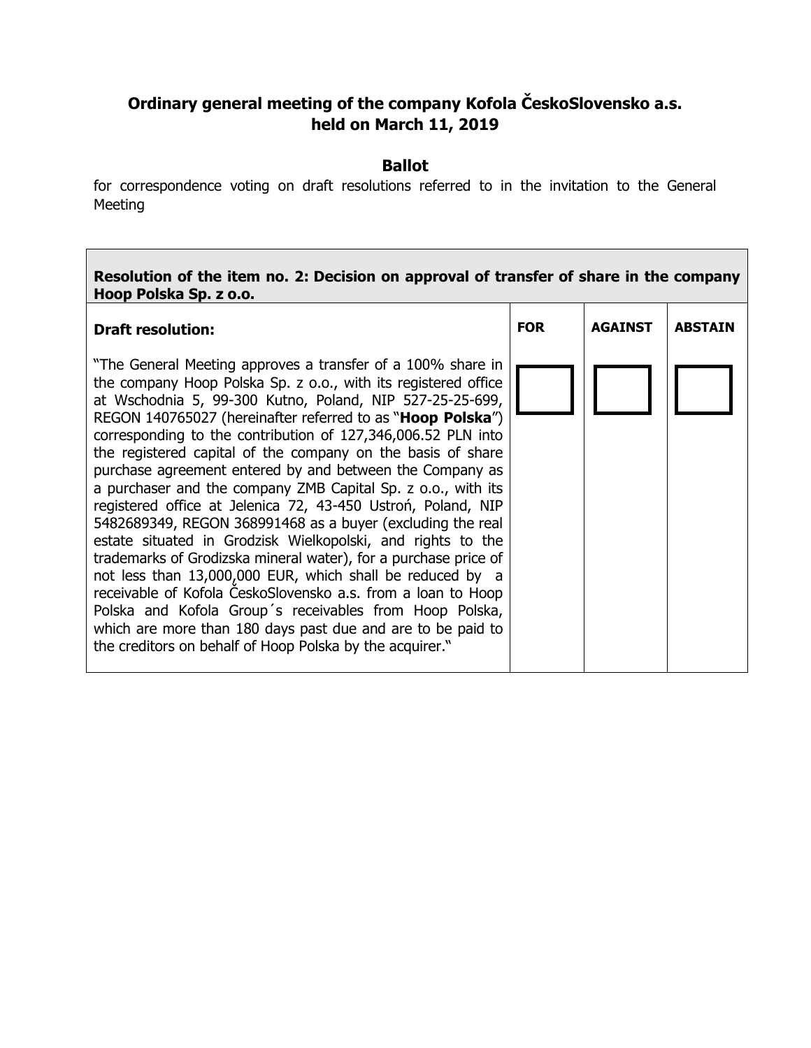**Ordinary general meeting of the company Kofola ČeskoSlovensko a.s. held on March 11, 2019**

**Ballot**

for correspondence voting on draft resolutions referred to in the invitation to the General Meeting

| **Resolution of the item no. 2: Decision on approval of transfer of share in the company Hoop Polska Sp. z o.o.** | | | |
|---|---|---|---|
| **Draft resolution:** | **FOR** | **AGAINST** | **ABSTAIN** |
| "The General Meeting approves a transfer of a 100% share in the company Hoop Polska Sp. z o.o., with its registered office at Wschodnia 5, 99-300 Kutno, Poland, NIP 527-25-25-699, REGON 140765027 (hereinafter referred to as "**Hoop Polska**") corresponding to the contribution of 127,346,006.52 PLN into the registered capital of the company on the basis of share purchase agreement entered by and between the Company as a purchaser and the company ZMB Capital Sp. z o.o., with its registered office at Jelenica 72, 43-450 Ustroń, Poland, NIP 5482689349, REGON 368991468 as a buyer (excluding the real estate situated in Grodzisk Wielkopolski, and rights to the trademarks of Grodizska mineral water), for a purchase price of not less than 13,000,000 EUR, which shall be reduced by a receivable of Kofola ČeskoSlovensko a.s. from a loan to Hoop Polska and Kofola Group´s receivables from Hoop Polska, which are more than 180 days past due and are to be paid to the creditors on behalf of Hoop Polska by the acquirer." | ☐ | ☐ | ☐ |